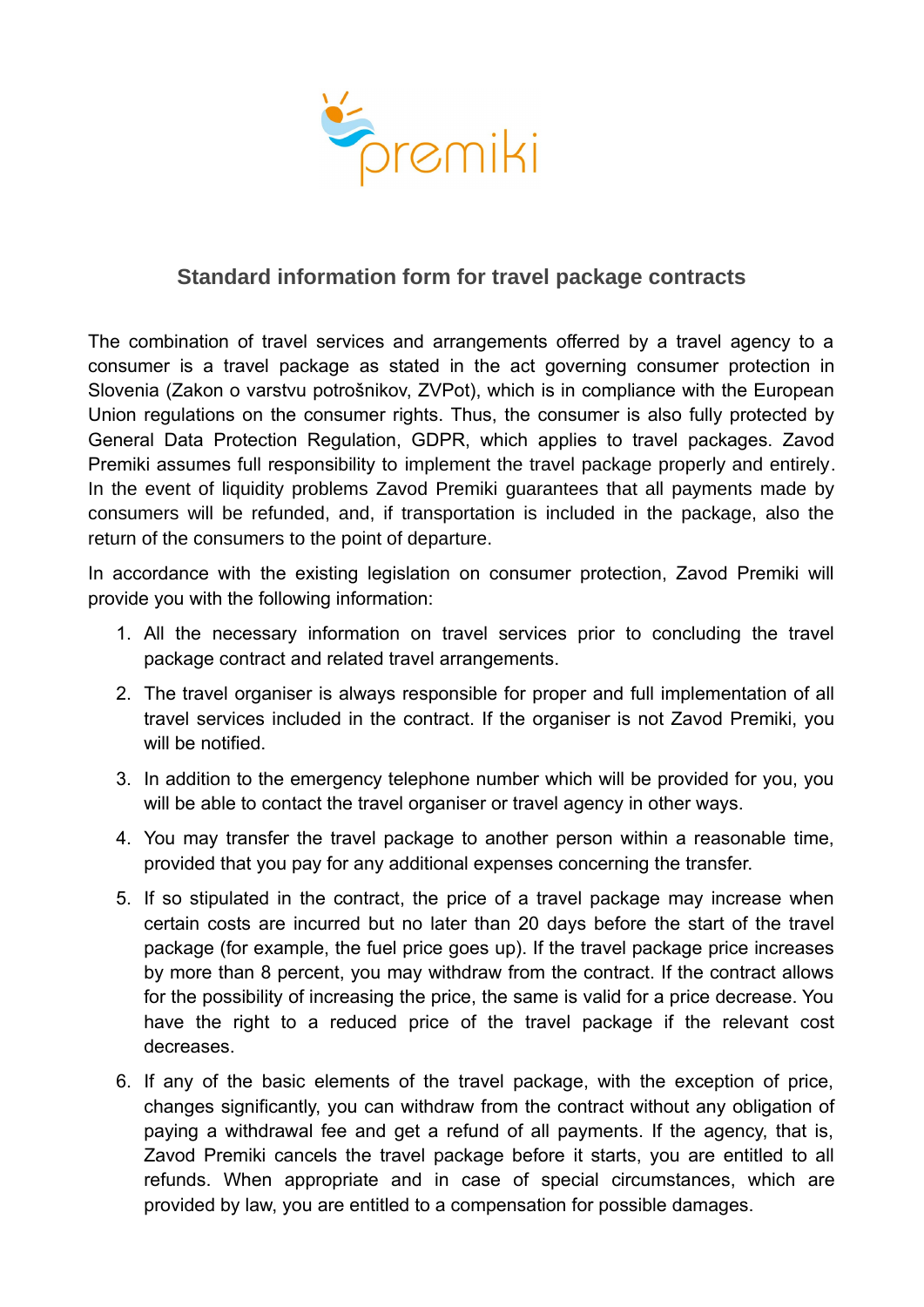## Standard information form for travel package contracts

The combination of travel services and arrangements offerred by a travel agency to a consumer is a travel package as stated in the act governing consumer protection in Slovenia (Zakon o varstvu potrošnikov, ZVPot), which is in compliance with the European Union regulations on the consumer rights. Thus, the consumer is also fully protected by General Data Protection Regulation, GDPR, which applies to travel packages. Zavod Premiki assumes full responsibility to implement the travel package properly and entirely. In the event of liquidity problems Zavod Premiki guarantees that all payments made by consumers will be refunded, and, if transportation is included in the package, also the return of the consumers to the point of departure.

In accordance with the existing legislation on consumer protection, Zavod Premiki will provide you with the following information:

1. All the necessary information on travel services prior to concluding the travel package contract and related travel arrangements.
2. The travel organiser is always responsible for proper and full implementation of all travel services included in the contract. If the organiser is not Zavod Premiki, you will be notified.
3. In addition to the emergency telephone number which will be provided for you, you will be able to contact the travel organiser or travel agency in other ways.
4. You may transfer the travel package to another person within a reasonable time, provided that you pay for any additional expenses concerning the transfer.
5. If so stipulated in the contract, the price of a travel package may increase when certain costs are incurred but no later than 20 days before the start of the travel package (for example, the fuel price goes up). If the travel package price increases by more than 8 percent, you may withdraw from the contract. If the contract allows for the possibility of increasing the price, the same is valid for a price decrease. You have the right to a reduced price of the travel package if the relevant cost decreases.
6. If any of the basic elements of the travel package, with the exception of price, changes significantly, you can withdraw from the contract without any obligation of paying a withdrawal fee and get a refund of all payments. If the agency, that is, Zavod Premiki cancels the travel package before it starts, you are entitled to all refunds. When appropriate and in case of special circumstances, which are provided by law, you are entitled to a compensation for possible damages.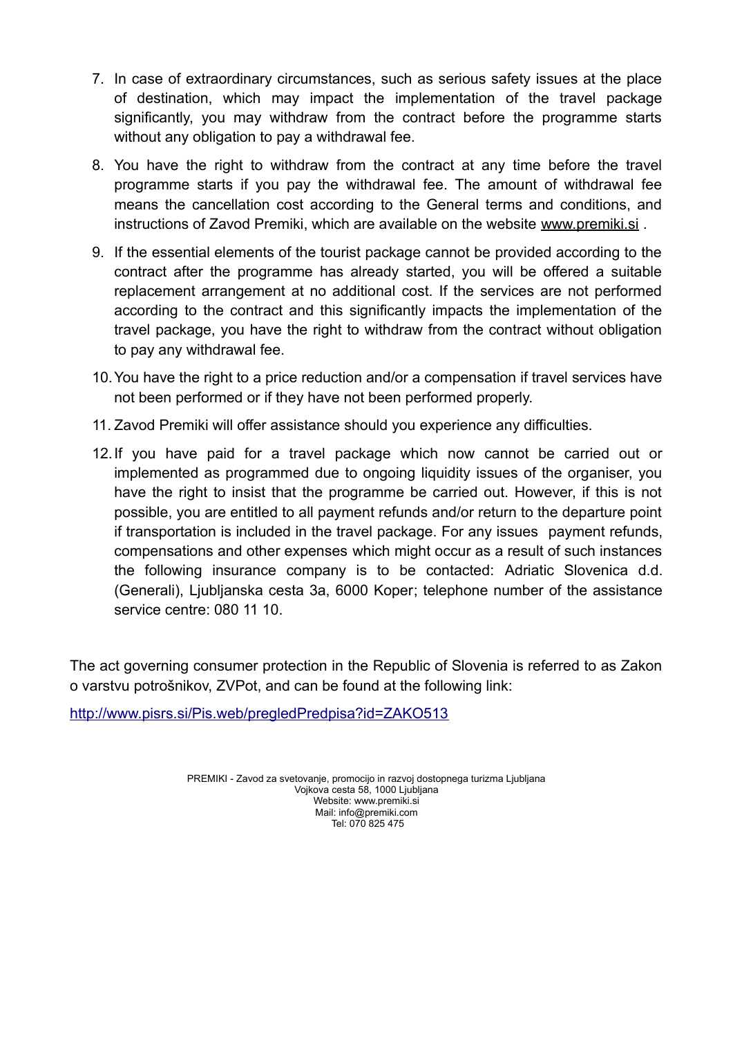7. In case of extraordinary circumstances, such as serious safety issues at the place of destination, which may impact the implementation of the travel package significantly, you may withdraw from the contract before the programme starts without any obligation to pay a withdrawal fee.
8. You have the right to withdraw from the contract at any time before the travel programme starts if you pay the withdrawal fee. The amount of withdrawal fee means the cancellation cost according to the General terms and conditions, and instructions of Zavod Premiki, which are available on the website [www.premiki.si](http://www.premiki.si) .
9. If the essential elements of the tourist package cannot be provided according to the contract after the programme has already started, you will be offered a suitable replacement arrangement at no additional cost. If the services are not performed according to the contract and this significantly impacts the implementation of the travel package, you have the right to withdraw from the contract without obligation to pay any withdrawal fee.
10. You have the right to a price reduction and/or a compensation if travel services have not been performed or if they have not been performed properly.
11. Zavod Premiki will offer assistance should you experience any difficulties.
12. If you have paid for a travel package which now cannot be carried out or implemented as programmed due to ongoing liquidity issues of the organiser, you have the right to insist that the programme be carried out. However, if this is not possible, you are entitled to all payment refunds and/or return to the departure point if transportation is included in the travel package. For any issues payment refunds, compensations and other expenses which might occur as a result of such instances the following insurance company is to be contacted: Adriatic Slovenica d.d. (Generali), Ljubljanska cesta 3a, 6000 Koper; telephone number of the assistance service centre: 080 11 10.

The act governing consumer protection in the Republic of Slovenia is referred to as Zakon o varstvu potrošnikov, ZVPot, and can be found at the following link:

[http://www.pisrs.si/Pis.web/pregledPredpisa?id=ZAKO513](http://www.pisrs.si/Pis.web/pregledPredpisa?id=ZAKO513)

PREMIKI - Zavod za svetovanje, promocijo in razvoj dostopnega turizma Ljubljana
Vojkova cesta 58, 1000 Ljubljana
Website: www.premiki.si
Mail: info@premiki.com
Tel: 070 825 475